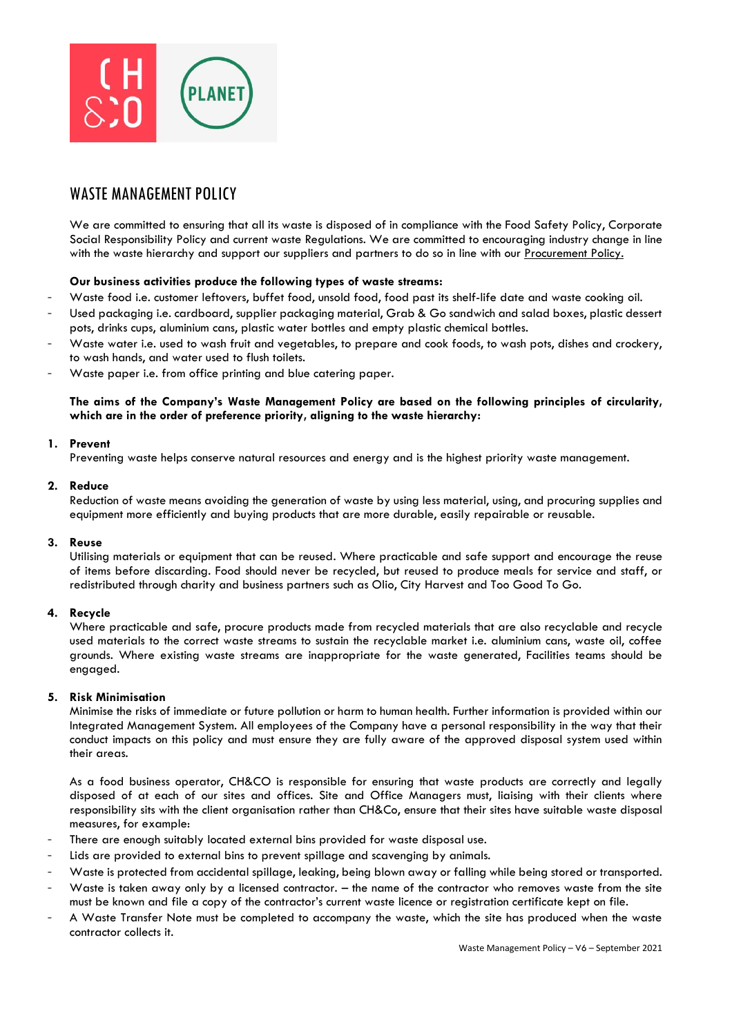# WASTE MANAGEMENT POLICY

We are committed to ensuring that all its waste is disposed of in compliance with the Food Safety Policy, Corporate Social Responsibility Policy and current waste Regulations. We are committed to encouraging industry change in line with the waste hierarchy and support our suppliers and partners to do so in line with our Procurement Policy.

**Our business activities produce the following types of waste streams:**

- Waste food i.e. customer leftovers, buffet food, unsold food, food past its shelf-life date and waste cooking oil.
- Used packaging i.e. cardboard, supplier packaging material, Grab & Go sandwich and salad boxes, plastic dessert pots, drinks cups, aluminium cans, plastic water bottles and empty plastic chemical bottles.
- Waste water i.e. used to wash fruit and vegetables, to prepare and cook foods, to wash pots, dishes and crockery, to wash hands, and water used to flush toilets.
- Waste paper i.e. from office printing and blue catering paper.

**The aims of the Company's Waste Management Policy are based on the following principles of circularity, which are in the order of preference priority, aligning to the waste hierarchy:**

1. **Prevent**
   Preventing waste helps conserve natural resources and energy and is the highest priority waste management.

2. **Reduce**
   Reduction of waste means avoiding the generation of waste by using less material, using, and procuring supplies and equipment more efficiently and buying products that are more durable, easily repairable or reusable.

3. **Reuse**
   Utilising materials or equipment that can be reused. Where practicable and safe support and encourage the reuse of items before discarding. Food should never be recycled, but reused to produce meals for service and staff, or redistributed through charity and business partners such as Olio, City Harvest and Too Good To Go.

4. **Recycle**
   Where practicable and safe, procure products made from recycled materials that are also recyclable and recycle used materials to the correct waste streams to sustain the recyclable market i.e. aluminium cans, waste oil, coffee grounds. Where existing waste streams are inappropriate for the waste generated, Facilities teams should be engaged.

5. **Risk Minimisation**
   Minimise the risks of immediate or future pollution or harm to human health. Further information is provided within our Integrated Management System. All employees of the Company have a personal responsibility in the way that their conduct impacts on this policy and must ensure they are fully aware of the approved disposal system used within their areas.

   As a food business operator, CH&CO is responsible for ensuring that waste products are correctly and legally disposed of at each of our sites and offices. Site and Office Managers must, liaising with their clients where responsibility sits with the client organisation rather than CH&Co, ensure that their sites have suitable waste disposal measures, for example:

- There are enough suitably located external bins provided for waste disposal use.
- Lids are provided to external bins to prevent spillage and scavenging by animals.
- Waste is protected from accidental spillage, leaking, being blown away or falling while being stored or transported.
- Waste is taken away only by a licensed contractor. – the name of the contractor who removes waste from the site must be known and file a copy of the contractor's current waste licence or registration certificate kept on file.
- A Waste Transfer Note must be completed to accompany the waste, which the site has produced when the waste contractor collects it.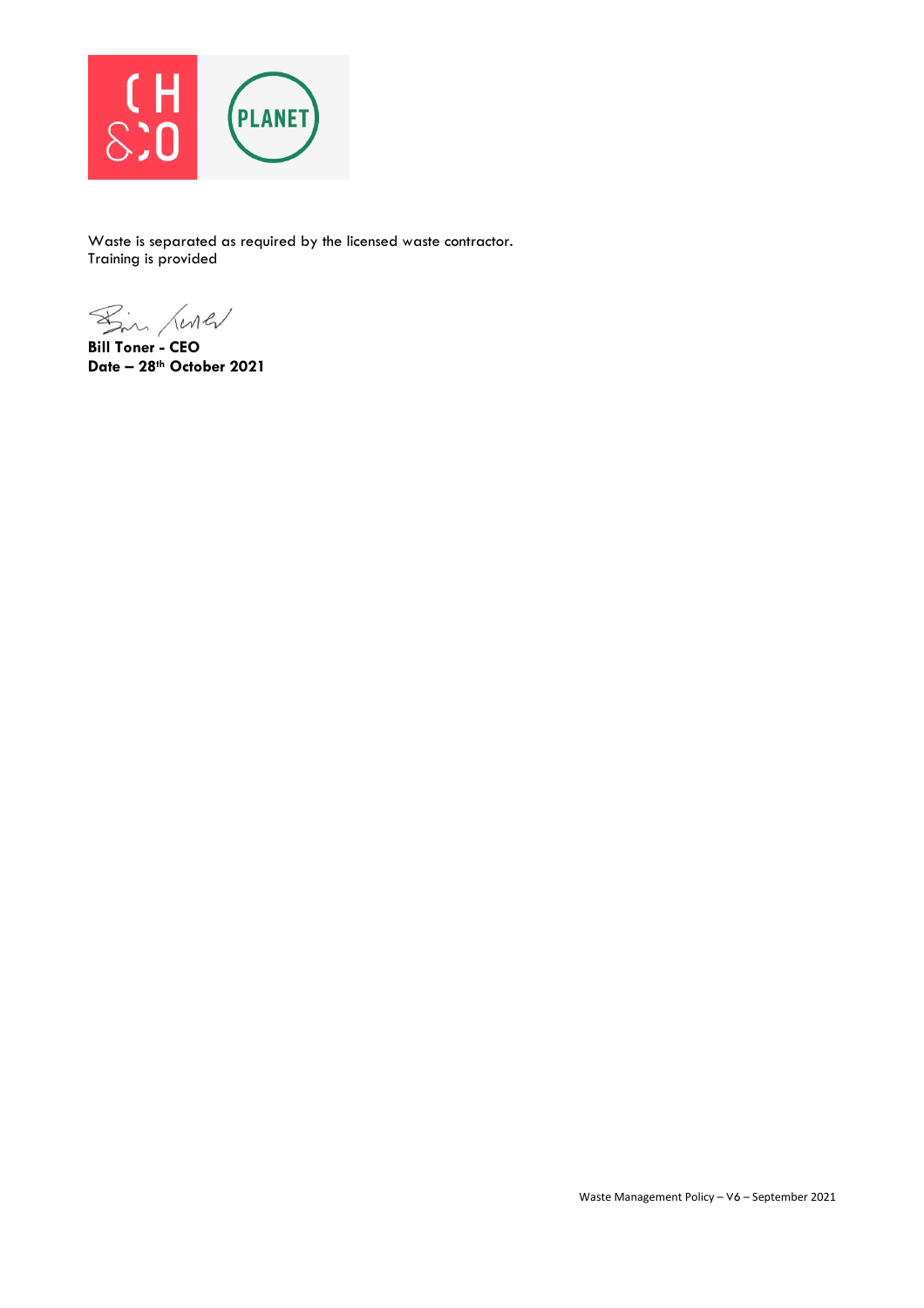Waste is separated as required by the licensed waste contractor.
Training is provided

**Bill Toner - CEO**
**Date – 28th October 2021**